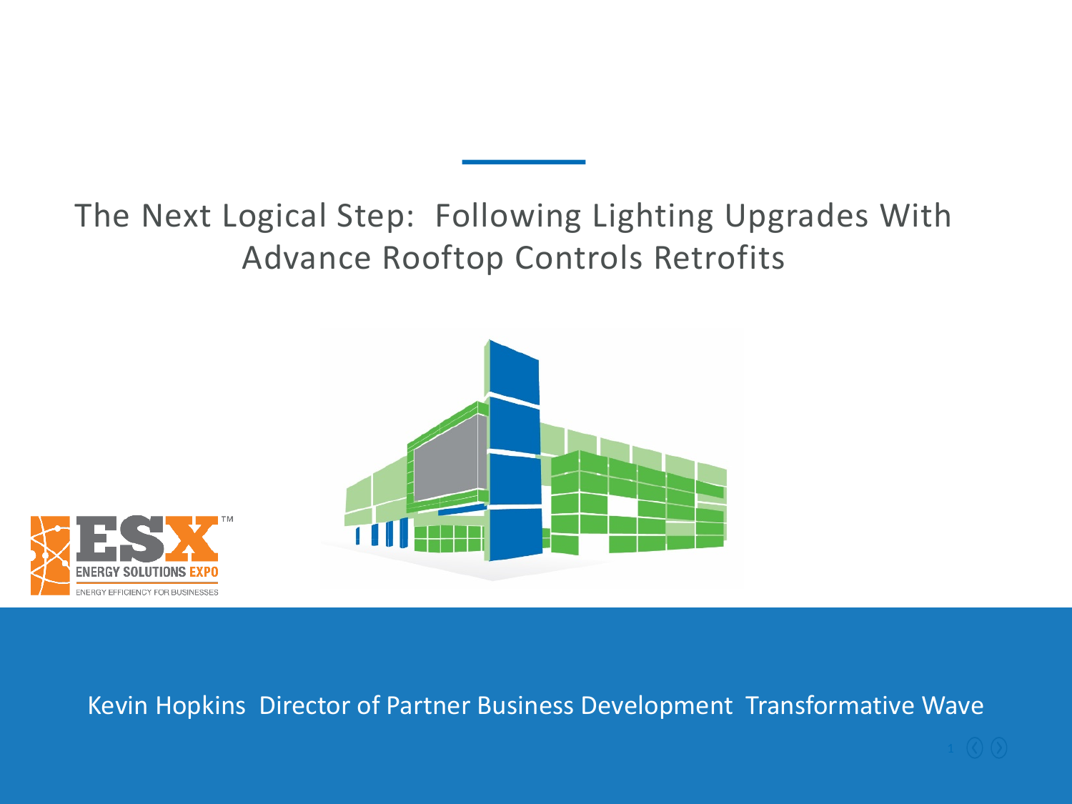# The Next Logical Step: Following Lighting Upgrades With Advance Rooftop Controls Retrofits

Kevin Hopkins Director of Partner Business Development Transformative Wave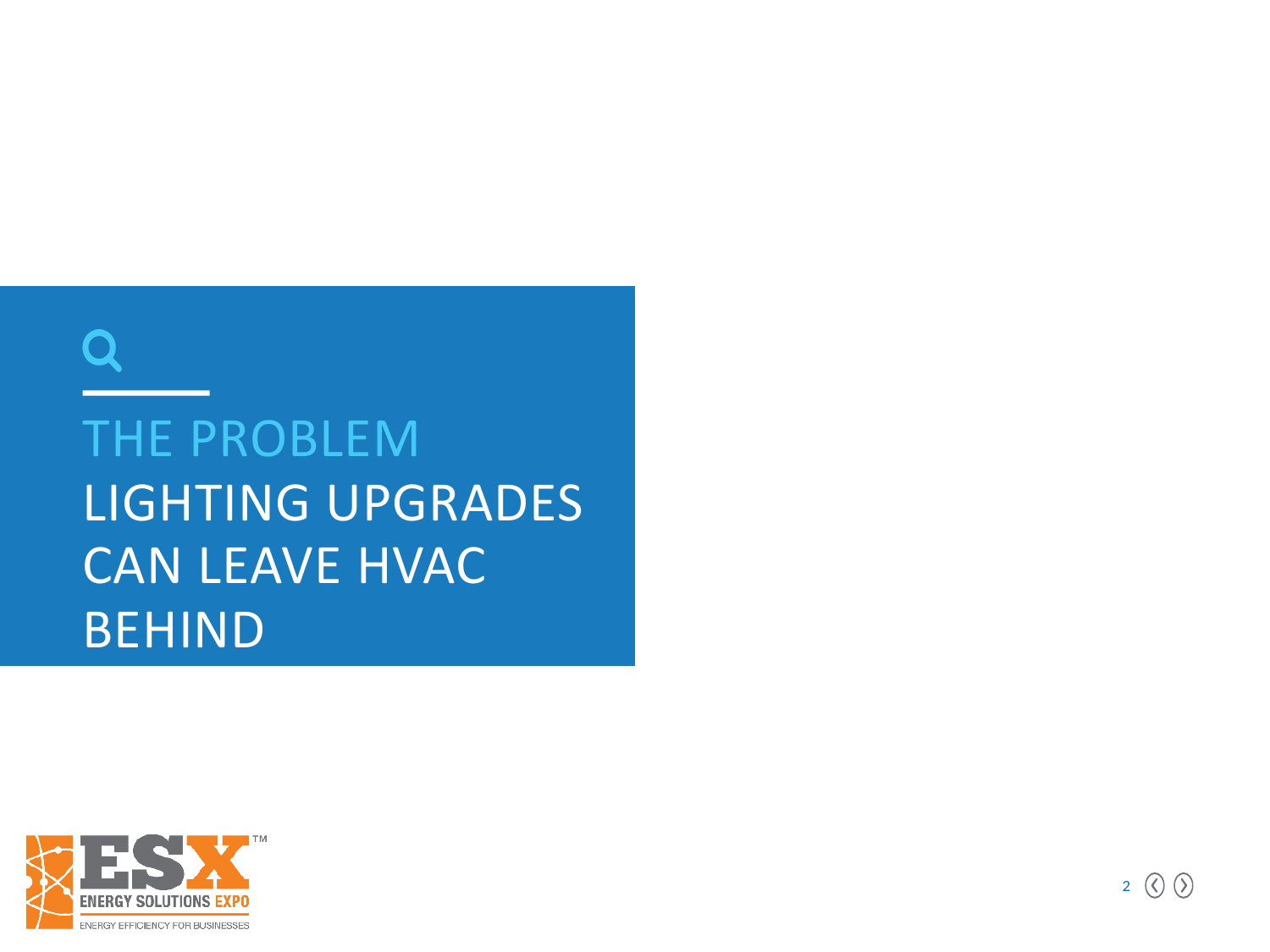# THE PROBLEM

## LIGHTING UPGRADES CAN LEAVE HVAC BEHIND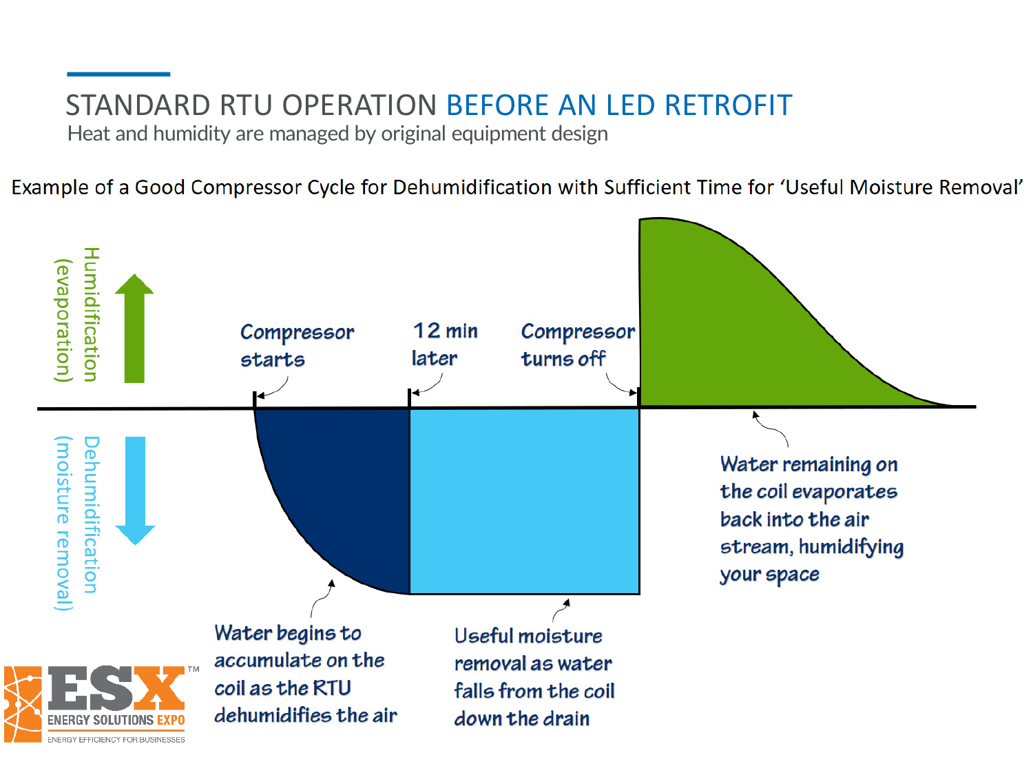# STANDARD RTU OPERATION BEFORE AN LED RETROFIT

Heat and humidity are managed by original equipment design

Example of a Good Compressor Cycle for Dehumidification with Sufficient Time for 'Useful Moisture Removal'

Humidification (evaporation)

Dehumidification (moisture removal)

Compressor starts

12 min later

Compressor turns off

Water begins to accumulate on the coil as the RTU dehumidifies the air

Useful moisture removal as water falls from the coil down the drain

Water remaining on the coil evaporates back into the air stream, humidifying your space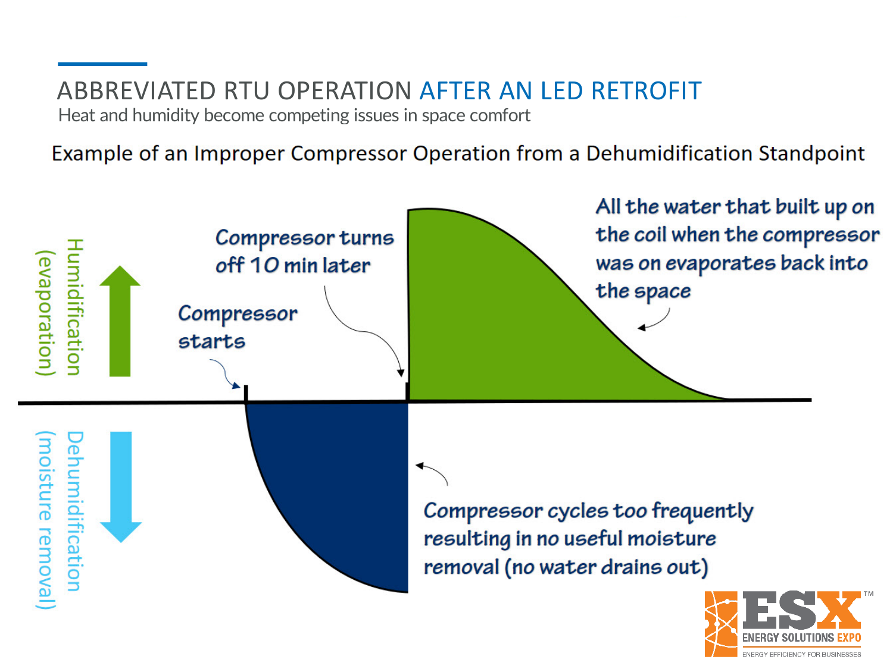# ABBREVIATED RTU OPERATION AFTER AN LED RETROFIT

Heat and humidity become competing issues in space comfort

Example of an Improper Compressor Operation from a Dehumidification Standpoint

Humidification (evaporation)

Dehumidification (moisture removal)

Compressor starts

Compressor turns off 10 min later

All the water that built up on the coil when the compressor was on evaporates back into the space

Compressor cycles too frequently resulting in no useful moisture removal (no water drains out)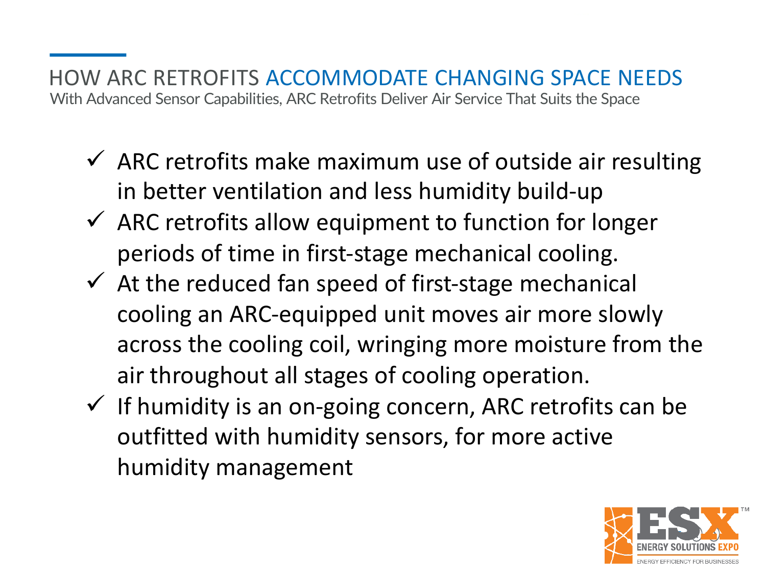## HOW ARC RETROFITS ACCOMMODATE CHANGING SPACE NEEDS

With Advanced Sensor Capabilities, ARC Retrofits Deliver Air Service That Suits the Space

- ✓ ARC retrofits make maximum use of outside air resulting in better ventilation and less humidity build-up
- ✓ ARC retrofits allow equipment to function for longer periods of time in first-stage mechanical cooling.
- ✓ At the reduced fan speed of first-stage mechanical cooling an ARC-equipped unit moves air more slowly across the cooling coil, wringing more moisture from the air throughout all stages of cooling operation.
- ✓ If humidity is an on-going concern, ARC retrofits can be outfitted with humidity sensors, for more active humidity management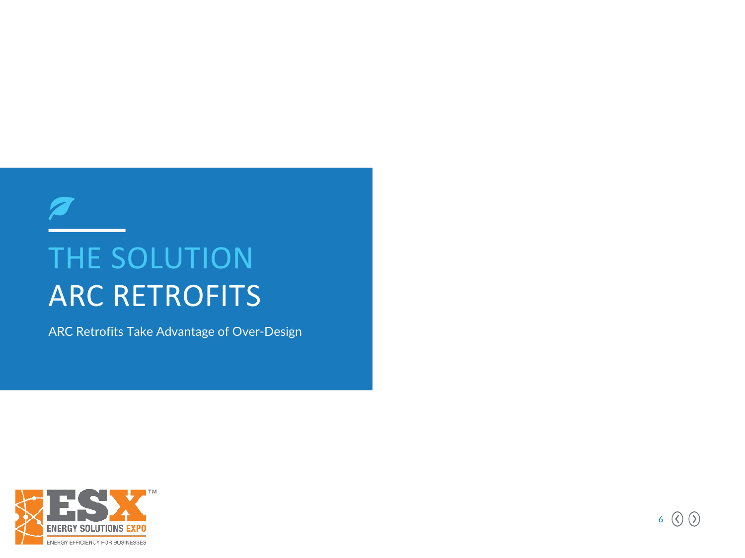# THE SOLUTION
# ARC RETROFITS

ARC Retrofits Take Advantage of Over-Design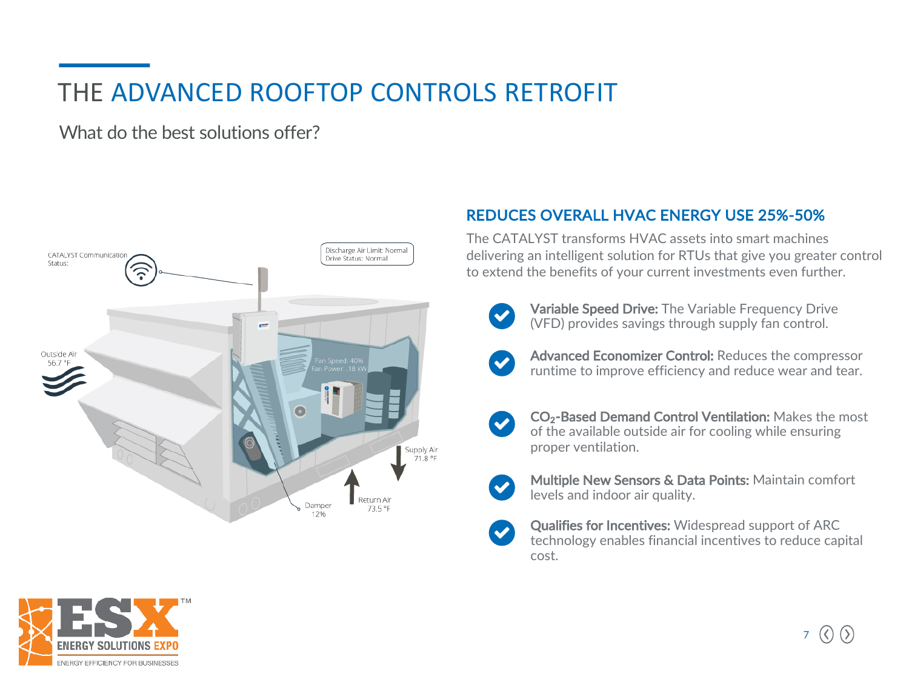# THE ADVANCED ROOFTOP CONTROLS RETROFIT

What do the best solutions offer?

CATALYST Communication Status:

Discharge Air Limit: Normal
Drive Status: Normal

Outside Air 56.7 °F

Fan Speed: 40%
Fan Power: .18 kW

Supply Air 71.8 °F

Return Air 73.5 °F

Damper 12%

## REDUCES OVERALL HVAC ENERGY USE 25%-50%

The CATALYST transforms HVAC assets into smart machines delivering an intelligent solution for RTUs that give you greater control to extend the benefits of your current investments even further.

- **Variable Speed Drive:** The Variable Frequency Drive (VFD) provides savings through supply fan control.
- **Advanced Economizer Control:** Reduces the compressor runtime to improve efficiency and reduce wear and tear.
- **$CO_2$-Based Demand Control Ventilation:** Makes the most of the available outside air for cooling while ensuring proper ventilation.
- **Multiple New Sensors & Data Points:** Maintain comfort levels and indoor air quality.
- **Qualifies for Incentives:** Widespread support of ARC technology enables financial incentives to reduce capital cost.

ESX™ ENERGY SOLUTIONS EXPO
ENERGY EFFICIENCY FOR BUSINESSES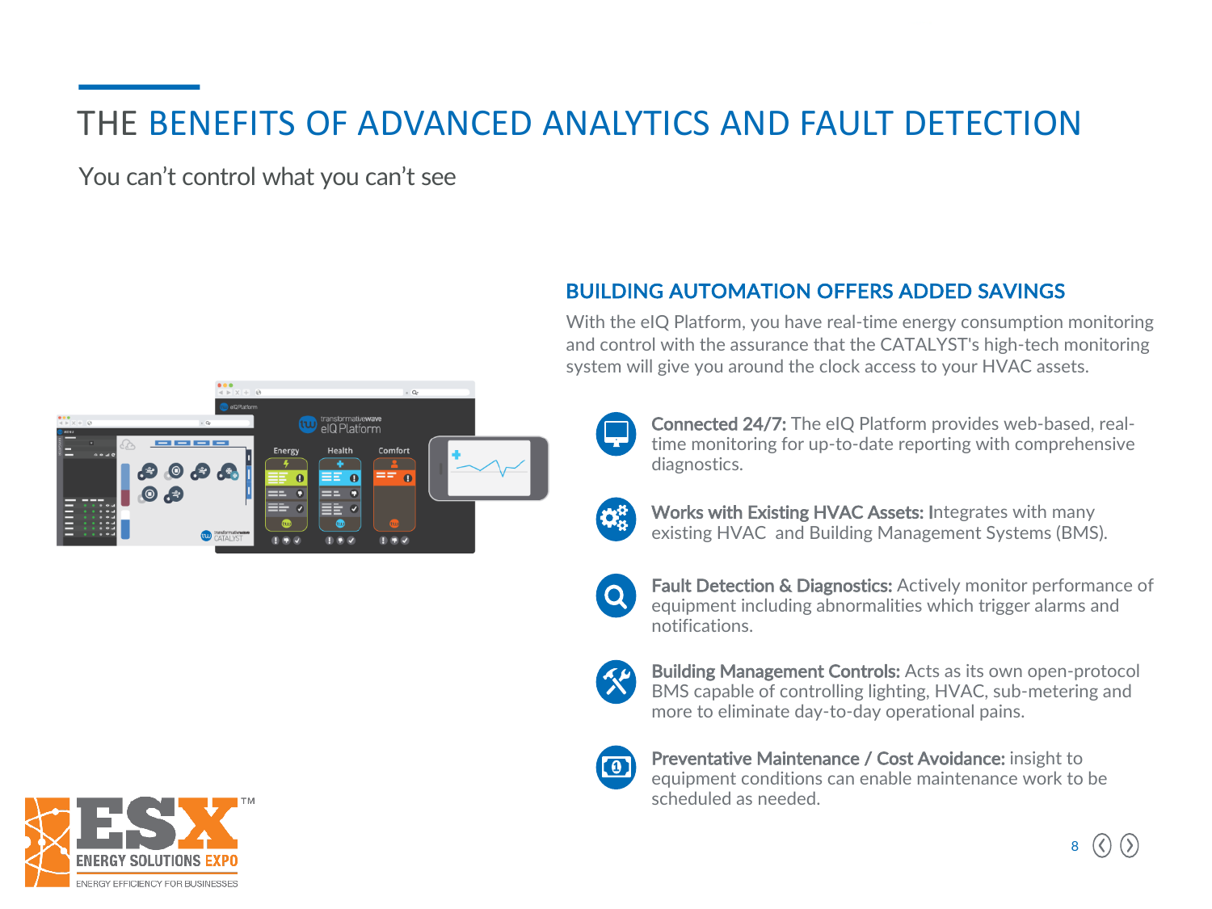# THE BENEFITS OF ADVANCED ANALYTICS AND FAULT DETECTION

You can't control what you can't see

## BUILDING AUTOMATION OFFERS ADDED SAVINGS

With the eIQ Platform, you have real-time energy consumption monitoring and control with the assurance that the CATALYST's high-tech monitoring system will give you around the clock access to your HVAC assets.

- **Connected 24/7:** The eIQ Platform provides web-based, real-time monitoring for up-to-date reporting with comprehensive diagnostics.
- **Works with Existing HVAC Assets:** Integrates with many existing HVAC and Building Management Systems (BMS).
- **Fault Detection & Diagnostics:** Actively monitor performance of equipment including abnormalities which trigger alarms and notifications.
- **Building Management Controls:** Acts as its own open-protocol BMS capable of controlling lighting, HVAC, sub-metering and more to eliminate day-to-day operational pains.
- **Preventative Maintenance / Cost Avoidance:** insight to equipment conditions can enable maintenance work to be scheduled as needed.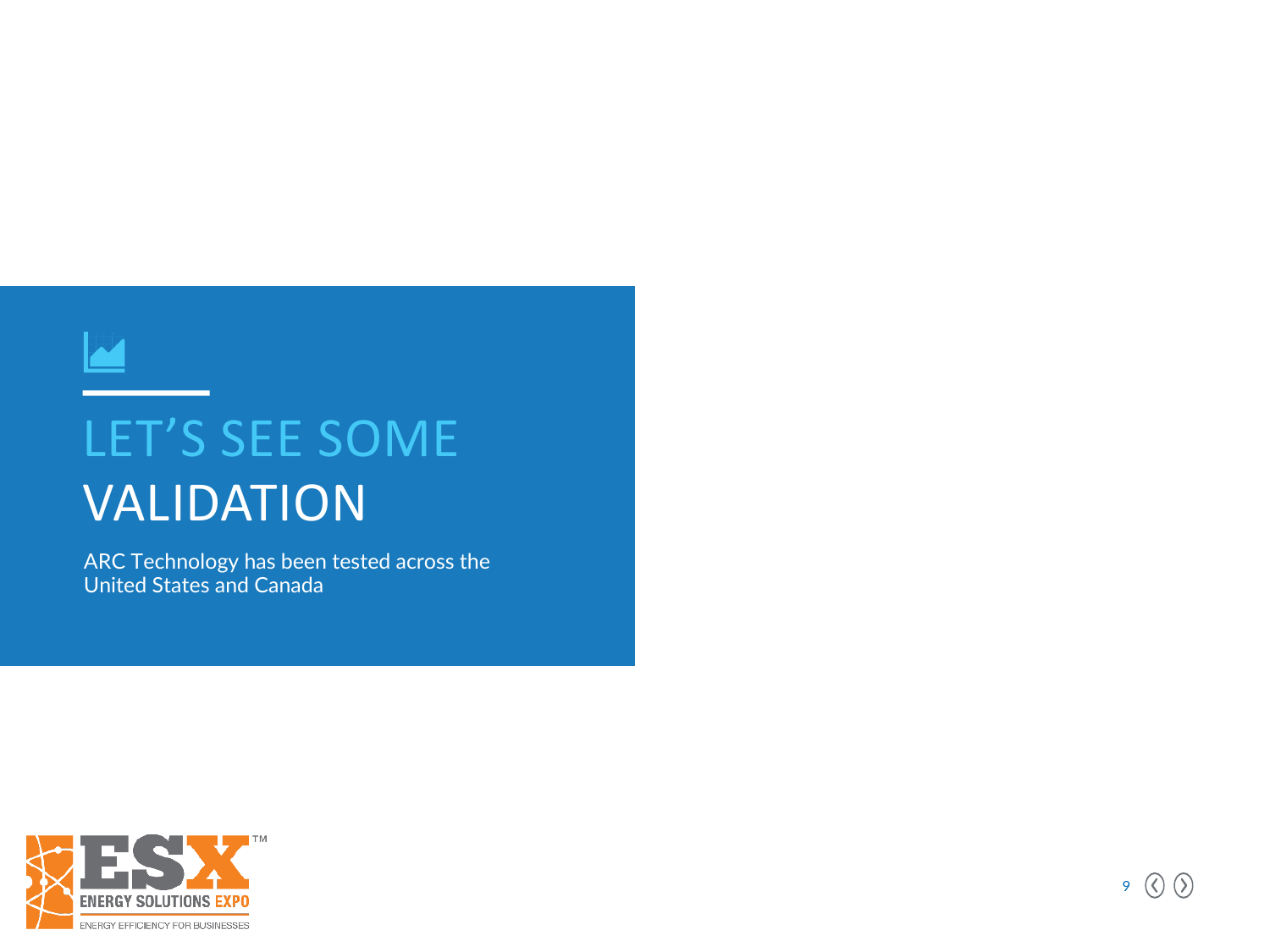# LET'S SEE SOME VALIDATION

ARC Technology has been tested across the United States and Canada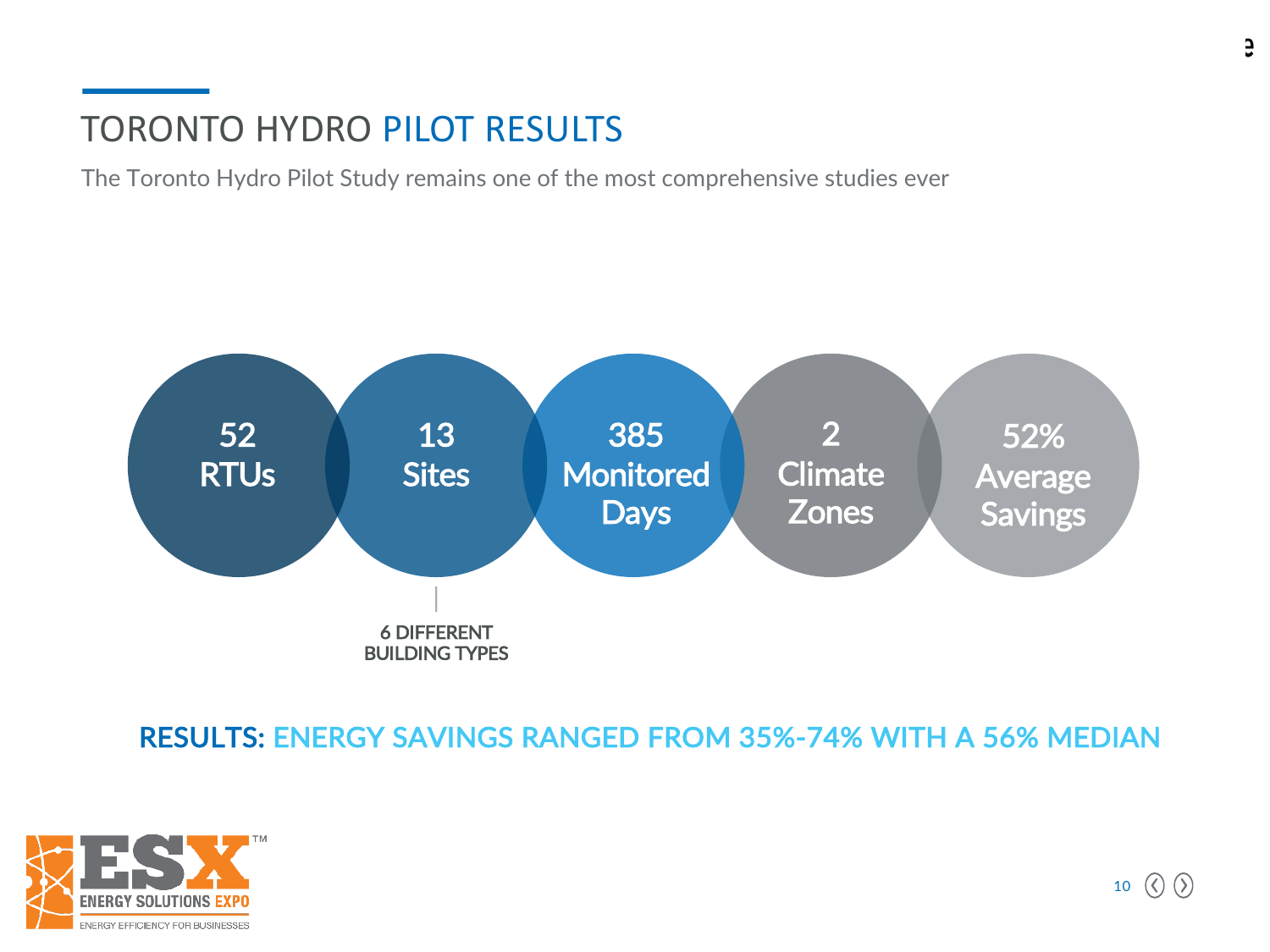# TORONTO HYDRO PILOT RESULTS

The Toronto Hydro Pilot Study remains one of the most comprehensive studies ever

- **52** RTUs
- **13** Sites
  - 6 DIFFERENT BUILDING TYPES
- **385** Monitored Days
- **2** Climate Zones
- **52%** Average Savings

**RESULTS: ENERGY SAVINGS RANGED FROM 35%-74% WITH A 56% MEDIAN**

ESX™ ENERGY SOLUTIONS EXPO
ENERGY EFFICIENCY FOR BUSINESSES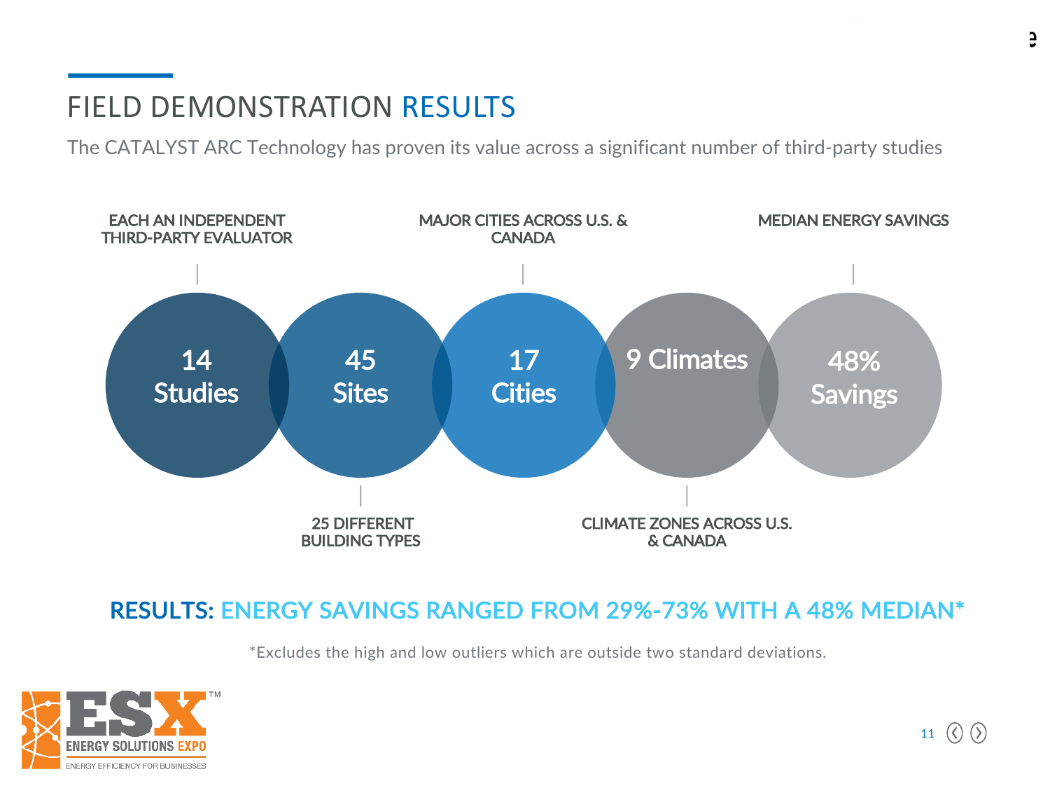# FIELD DEMONSTRATION RESULTS

The CATALYST ARC Technology has proven its value across a significant number of third-party studies

- **14 Studies** — EACH AN INDEPENDENT THIRD-PARTY EVALUATOR
- **45 Sites** — 25 DIFFERENT BUILDING TYPES
- **17 Cities** — MAJOR CITIES ACROSS U.S. & CANADA
- **9 Climates** — CLIMATE ZONES ACROSS U.S. & CANADA
- **48% Savings** — MEDIAN ENERGY SAVINGS

**RESULTS: ENERGY SAVINGS RANGED FROM 29%-73% WITH A 48% MEDIAN***

*Excludes the high and low outliers which are outside two standard deviations.

ESX™ ENERGY SOLUTIONS EXPO
ENERGY EFFICIENCY FOR BUSINESSES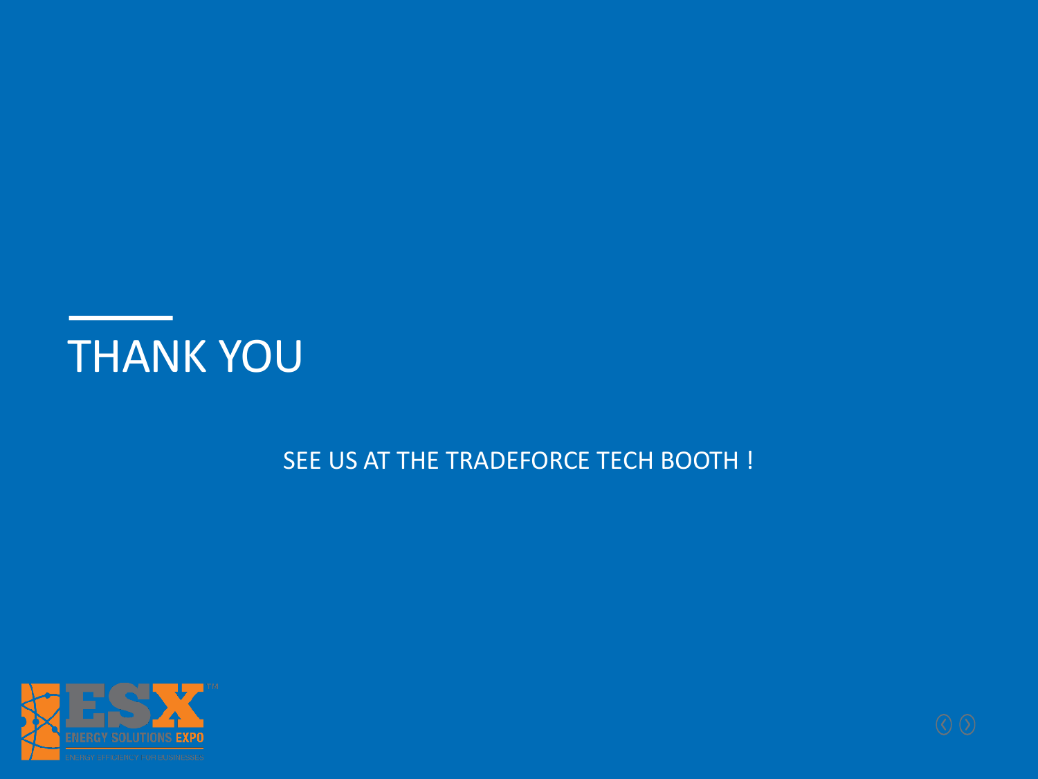# THANK YOU

SEE US AT THE TRADEFORCE TECH BOOTH !